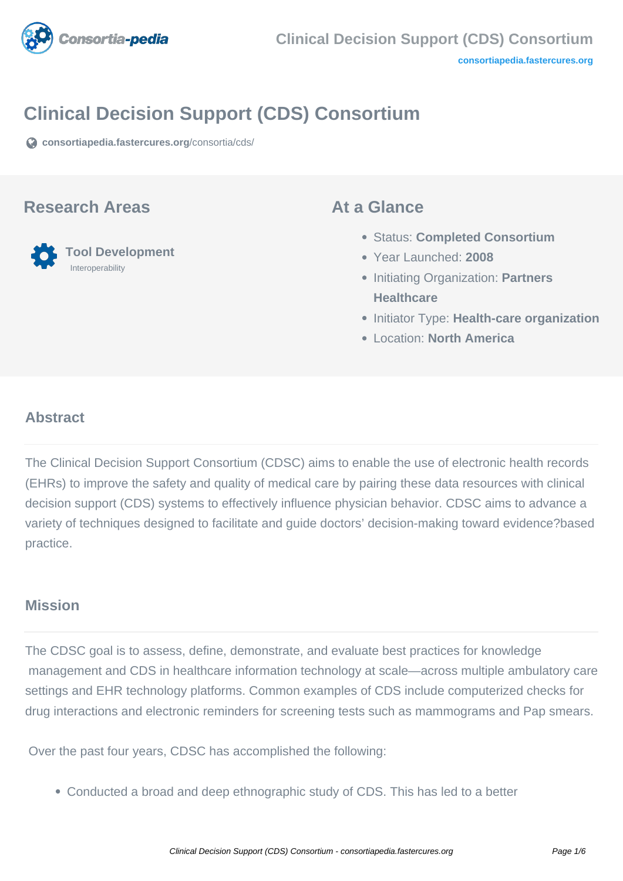# Clinical Decision Support (CDS) Consortium

consortiapedia.fastercures.org/consortia/cds/

## Research Areas

**Tool Development**

Interoperability

## At a Glance

- Status: **Completed Consortium**
- Year Launched: **2008**
- Initiating Organization: **Partners Healthcare**
- Initiator Type: **Health-care organization**
- Location: **North America**

## Abstract

The Clinical Decision Support Consortium (CDSC) aims to enable the use of electronic health records (EHRs) to improve the safety and quality of medical care by pairing these data resources with clinical decision support (CDS) systems to effectively influence physician behavior. CDSC aims to advance a variety of techniques designed to facilitate and guide doctors' decision-making toward evidence?based practice.

## Mission

The CDSC goal is to assess, define, demonstrate, and evaluate best practices for knowledge management and CDS in healthcare information technology at scale—across multiple ambulatory care settings and EHR technology platforms. Common examples of CDS include computerized checks for drug interactions and electronic reminders for screening tests such as mammograms and Pap smears.

Over the past four years, CDSC has accomplished the following:

- Conducted a broad and deep ethnographic study of CDS. This has led to a better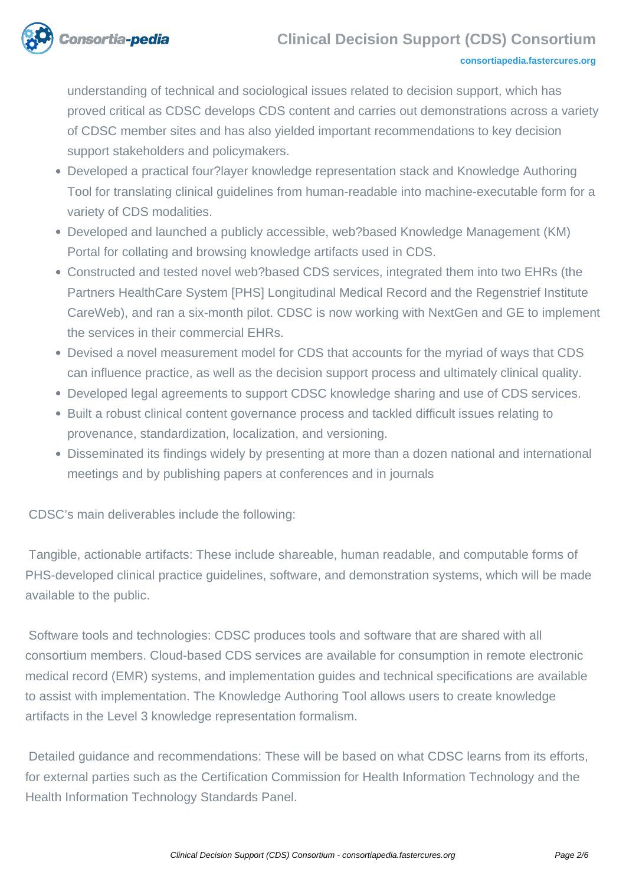understanding of technical and sociological issues related to decision support, which has proved critical as CDSC develops CDS content and carries out demonstrations across a variety of CDSC member sites and has also yielded important recommendations to key decision support stakeholders and policymakers.

- Developed a practical four?layer knowledge representation stack and Knowledge Authoring Tool for translating clinical guidelines from human-readable into machine-executable form for a variety of CDS modalities.
- Developed and launched a publicly accessible, web?based Knowledge Management (KM) Portal for collating and browsing knowledge artifacts used in CDS.
- Constructed and tested novel web?based CDS services, integrated them into two EHRs (the Partners HealthCare System [PHS] Longitudinal Medical Record and the Regenstrief Institute CareWeb), and ran a six-month pilot. CDSC is now working with NextGen and GE to implement the services in their commercial EHRs.
- Devised a novel measurement model for CDS that accounts for the myriad of ways that CDS can influence practice, as well as the decision support process and ultimately clinical quality.
- Developed legal agreements to support CDSC knowledge sharing and use of CDS services.
- Built a robust clinical content governance process and tackled difficult issues relating to provenance, standardization, localization, and versioning.
- Disseminated its findings widely by presenting at more than a dozen national and international meetings and by publishing papers at conferences and in journals

CDSC's main deliverables include the following:

Tangible, actionable artifacts: These include shareable, human readable, and computable forms of PHS-developed clinical practice guidelines, software, and demonstration systems, which will be made available to the public.

Software tools and technologies: CDSC produces tools and software that are shared with all consortium members. Cloud-based CDS services are available for consumption in remote electronic medical record (EMR) systems, and implementation guides and technical specifications are available to assist with implementation. The Knowledge Authoring Tool allows users to create knowledge artifacts in the Level 3 knowledge representation formalism.

Detailed guidance and recommendations: These will be based on what CDSC learns from its efforts, for external parties such as the Certification Commission for Health Information Technology and the Health Information Technology Standards Panel.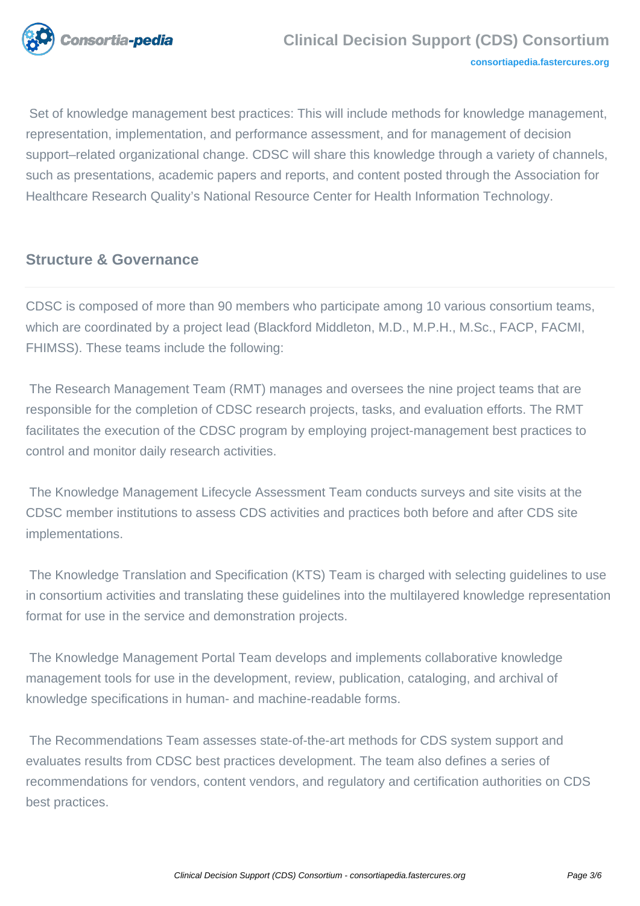Set of knowledge management best practices: This will include methods for knowledge management, representation, implementation, and performance assessment, and for management of decision support–related organizational change. CDSC will share this knowledge through a variety of channels, such as presentations, academic papers and reports, and content posted through the Association for Healthcare Research Quality's National Resource Center for Health Information Technology.

## Structure & Governance

CDSC is composed of more than 90 members who participate among 10 various consortium teams, which are coordinated by a project lead (Blackford Middleton, M.D., M.P.H., M.Sc., FACP, FACMI, FHIMSS). These teams include the following:

The Research Management Team (RMT) manages and oversees the nine project teams that are responsible for the completion of CDSC research projects, tasks, and evaluation efforts. The RMT facilitates the execution of the CDSC program by employing project-management best practices to control and monitor daily research activities.

The Knowledge Management Lifecycle Assessment Team conducts surveys and site visits at the CDSC member institutions to assess CDS activities and practices both before and after CDS site implementations.

The Knowledge Translation and Specification (KTS) Team is charged with selecting guidelines to use in consortium activities and translating these guidelines into the multilayered knowledge representation format for use in the service and demonstration projects.

The Knowledge Management Portal Team develops and implements collaborative knowledge management tools for use in the development, review, publication, cataloging, and archival of knowledge specifications in human- and machine-readable forms.

The Recommendations Team assesses state-of-the-art methods for CDS system support and evaluates results from CDSC best practices development. The team also defines a series of recommendations for vendors, content vendors, and regulatory and certification authorities on CDS best practices.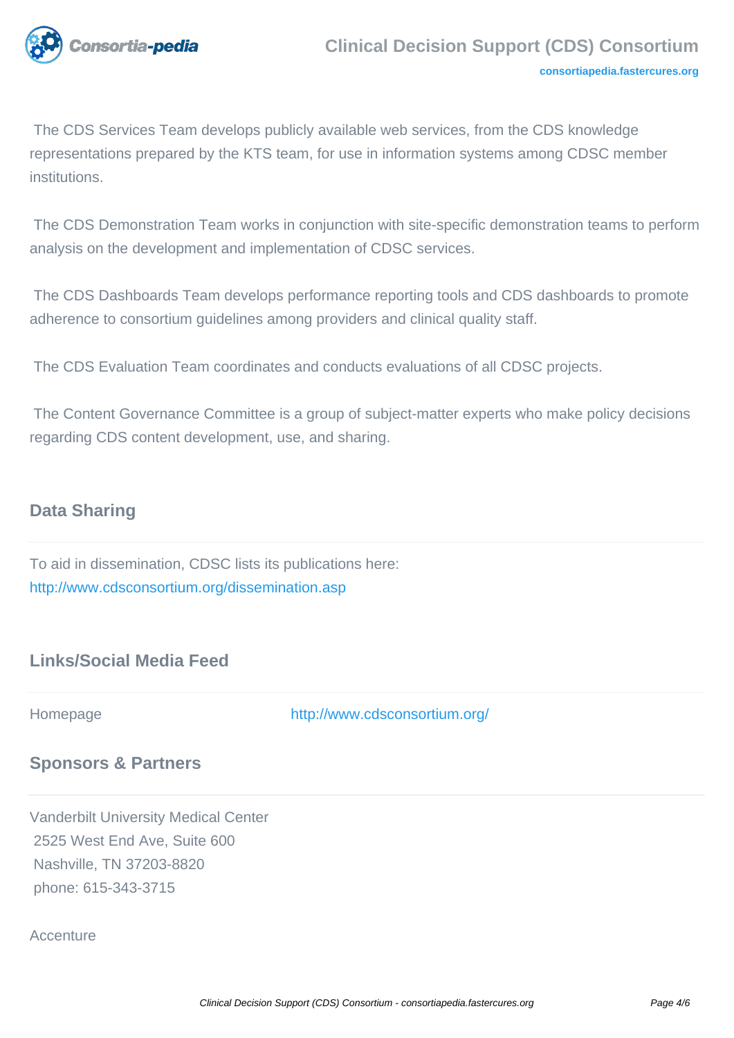The CDS Services Team develops publicly available web services, from the CDS knowledge representations prepared by the KTS team, for use in information systems among CDSC member institutions.

The CDS Demonstration Team works in conjunction with site-specific demonstration teams to perform analysis on the development and implementation of CDSC services.

The CDS Dashboards Team develops performance reporting tools and CDS dashboards to promote adherence to consortium guidelines among providers and clinical quality staff.

The CDS Evaluation Team coordinates and conducts evaluations of all CDSC projects.

The Content Governance Committee is a group of subject-matter experts who make policy decisions regarding CDS content development, use, and sharing.

## Data Sharing

To aid in dissemination, CDSC lists its publications here:
http://www.cdsconsortium.org/dissemination.asp

## Links/Social Media Feed

| Homepage | http://www.cdsconsortium.org/ |
|---|---|

## Sponsors & Partners

Vanderbilt University Medical Center
2525 West End Ave, Suite 600
Nashville, TN 37203-8820
phone: 615-343-3715

Accenture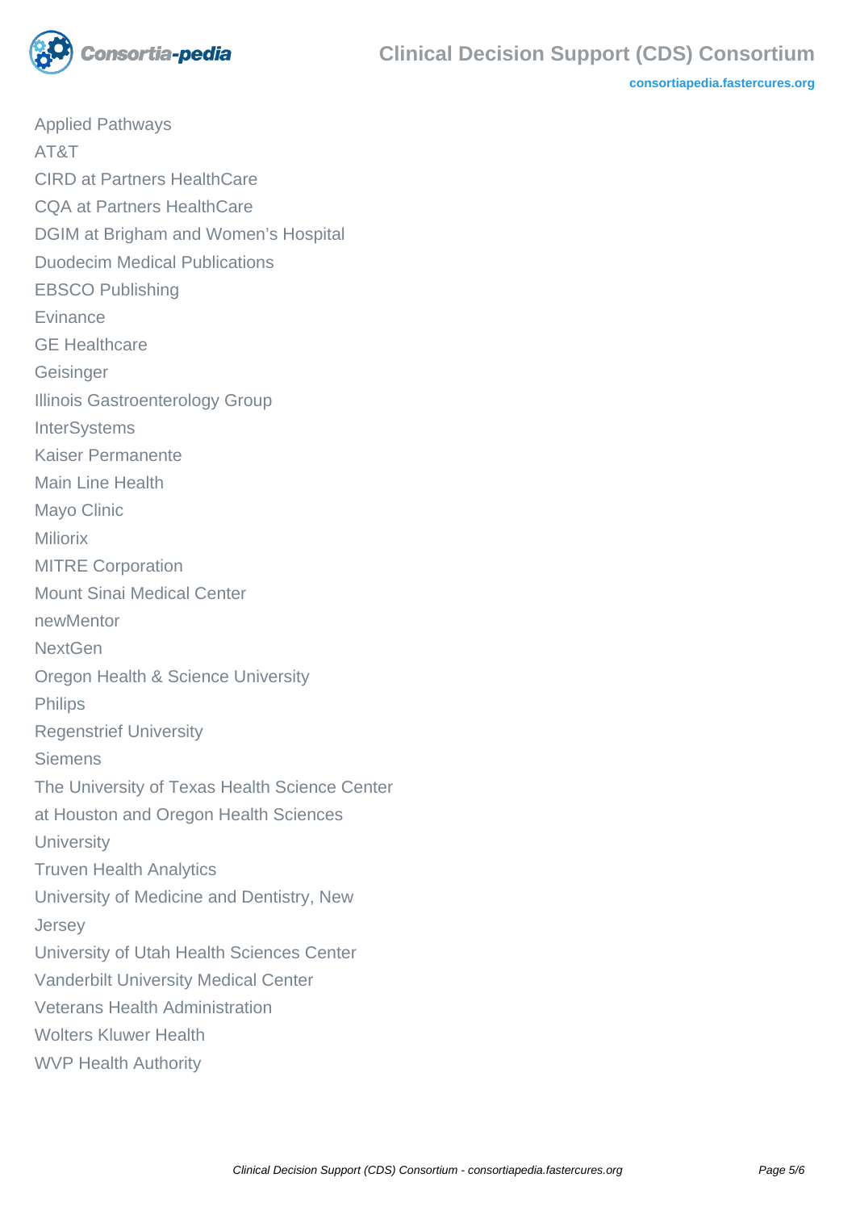Applied Pathways

AT&T

CIRD at Partners HealthCare

CQA at Partners HealthCare

DGIM at Brigham and Women's Hospital

Duodecim Medical Publications

EBSCO Publishing

Evinance

GE Healthcare

Geisinger

Illinois Gastroenterology Group

InterSystems

Kaiser Permanente

Main Line Health

Mayo Clinic

Miliorix

MITRE Corporation

Mount Sinai Medical Center

newMentor

NextGen

Oregon Health & Science University

Philips

Regenstrief University

Siemens

The University of Texas Health Science Center at Houston and Oregon Health Sciences University

Truven Health Analytics

University of Medicine and Dentistry, New Jersey

University of Utah Health Sciences Center

Vanderbilt University Medical Center

Veterans Health Administration

Wolters Kluwer Health

WVP Health Authority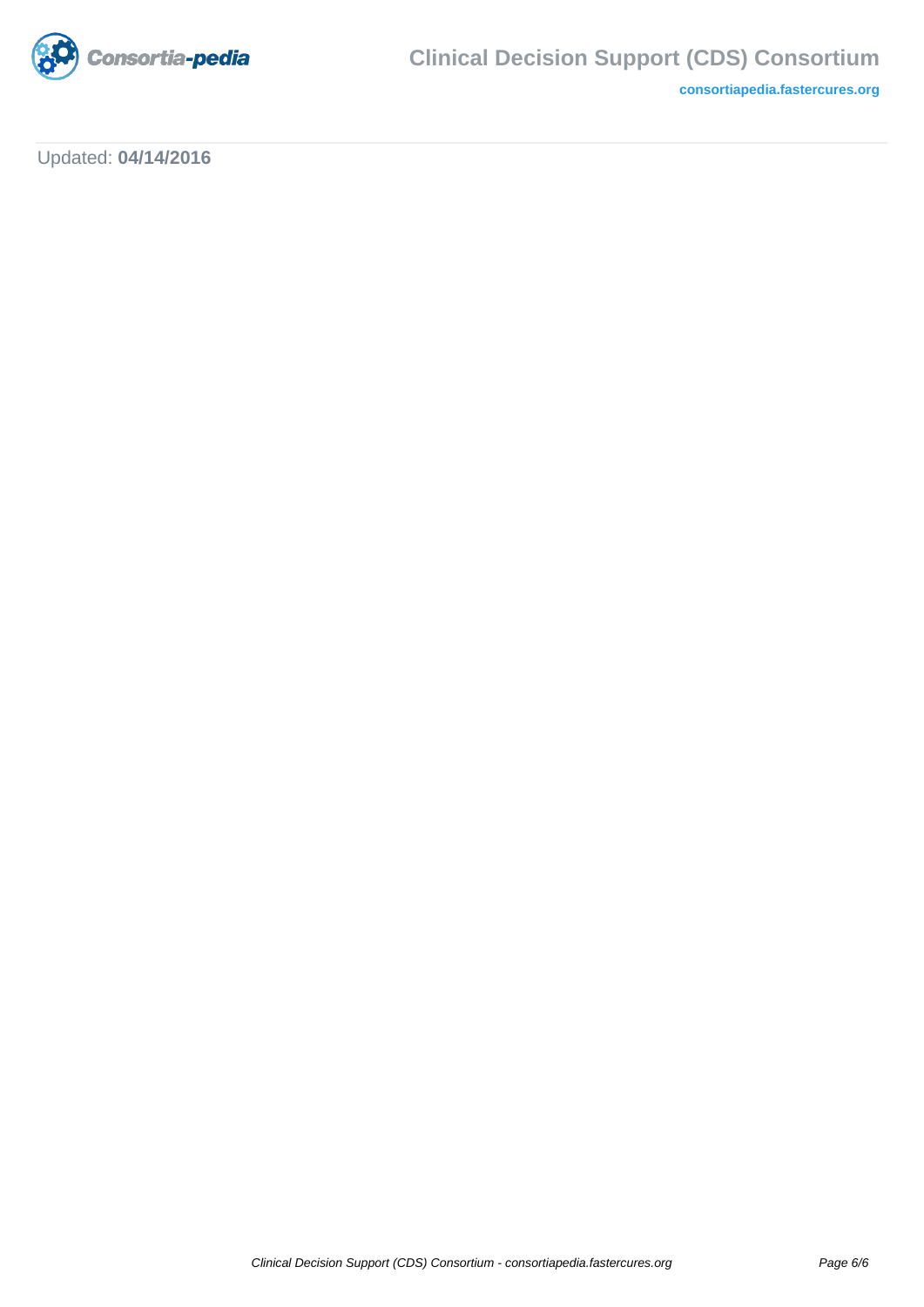Updated: **04/14/2016**